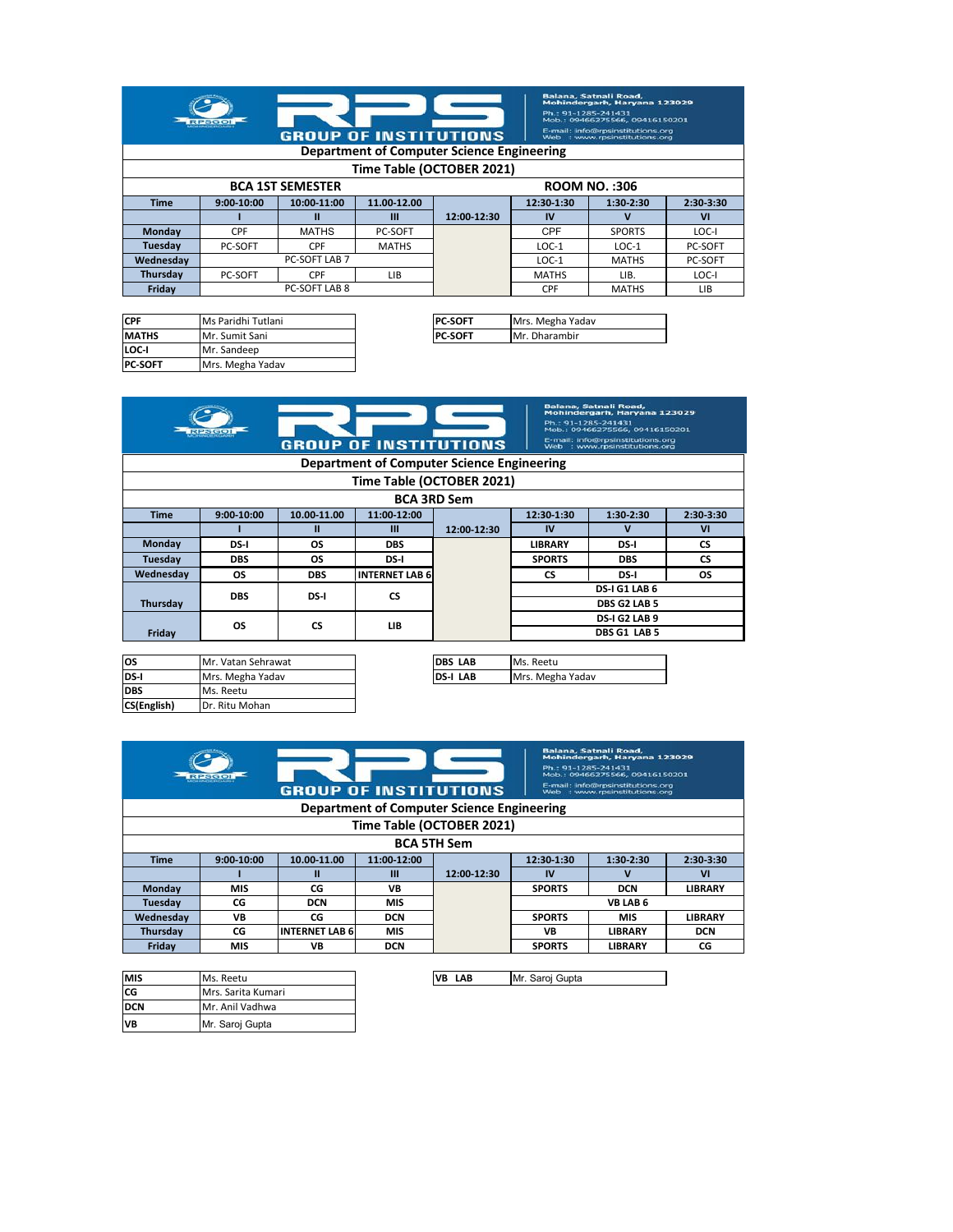**RPS GROUP OF INSTITUTIONS**

Balana, Satnali Road, Mohindergarh, Haryana 123029
Ph.: 91-1285-241431
Mob.: 09466275566, 09416150201
E-mail: info@rpsinstitutions.org
Web : www.rpsinstitutions.org

## Department of Computer Science Engineering

### Time Table (OCTOBER 2021)

**BCA 1ST SEMESTER** — **ROOM NO. :306**

| Time | 9:00-10:00 | 10:00-11:00 | 11.00-12.00 | | 12:30-1:30 | 1:30-2:30 | 2:30-3:30 |
|---|---|---|---|---|---|---|---|
| | I | II | III | 12:00-12:30 | IV | V | VI |
| Monday | CPF | MATHS | PC-SOFT | | CPF | SPORTS | LOC-I |
| Tuesday | PC-SOFT | CPF | MATHS | | LOC-1 | LOC-1 | PC-SOFT |
| Wednesday | PC-SOFT LAB 7 | | | | LOC-1 | MATHS | PC-SOFT |
| Thursday | PC-SOFT | CPF | LIB | | MATHS | LIB. | LOC-I |
| Friday | PC-SOFT LAB 8 | | | | CPF | MATHS | LIB |

| | |
|---|---|
| CPF | Ms Paridhi Tutlani |
| MATHS | Mr. Sumit Sani |
| LOC-I | Mr. Sandeep |
| PC-SOFT | Mrs. Megha Yadav |

| | |
|---|---|
| PC-SOFT | Mrs. Megha Yadav |
| PC-SOFT | Mr. Dharambir |

**RPS GROUP OF INSTITUTIONS**

Balana, Satnali Road, Mohindergarh, Haryana 123029
Ph.: 91-1285-241431
Mob.: 09466275566, 09416150201
E-mail: info@rpsinstitutions.org
Web : www.rpsinstitutions.org

## Department of Computer Science Engineering

### Time Table (OCTOBER 2021)

**BCA 3RD Sem**

| Time | 9:00-10:00 | 10.00-11.00 | 11:00-12:00 | | 12:30-1:30 | 1:30-2:30 | 2:30-3:30 |
|---|---|---|---|---|---|---|---|
| | I | II | III | 12:00-12:30 | IV | V | VI |
| Monday | DS-I | OS | DBS | | LIBRARY | DS-I | CS |
| Tuesday | DBS | OS | DS-I | | SPORTS | DBS | CS |
| Wednesday | OS | DBS | INTERNET LAB 6 | | CS | DS-I | OS |
| Thursday | DBS | DS-I | CS | | DS-I G1 LAB 6 / DBS G2 LAB 5 | | |
| Friday | OS | CS | LIB | | DS-I G2 LAB 9 / DBS G1 LAB 5 | | |

| | |
|---|---|
| OS | Mr. Vatan Sehrawat |
| DS-I | Mrs. Megha Yadav |
| DBS | Ms. Reetu |
| CS(English) | Dr. Ritu Mohan |

| | |
|---|---|
| DBS LAB | Ms. Reetu |
| DS-I LAB | Mrs. Megha Yadav |

**RPS GROUP OF INSTITUTIONS**

Balana, Satnali Road, Mohindergarh, Haryana 123029
Ph.: 91-1285-241431
Mob.: 09466275566, 09416150201
E-mail: info@rpsinstitutions.org
Web : www.rpsinstitutions.org

## Department of Computer Science Engineering

### Time Table (OCTOBER 2021)

**BCA 5TH Sem**

| Time | 9:00-10:00 | 10.00-11.00 | 11:00-12:00 | | 12:30-1:30 | 1:30-2:30 | 2:30-3:30 |
|---|---|---|---|---|---|---|---|
| | I | II | III | 12:00-12:30 | IV | V | VI |
| Monday | MIS | CG | VB | | SPORTS | DCN | LIBRARY |
| Tuesday | CG | DCN | MIS | | VB LAB 6 | | |
| Wednesday | VB | CG | DCN | | SPORTS | MIS | LIBRARY |
| Thursday | CG | INTERNET LAB 6 | MIS | | VB | LIBRARY | DCN |
| Friday | MIS | VB | DCN | | SPORTS | LIBRARY | CG |

| | |
|---|---|
| MIS | Ms. Reetu |
| CG | Mrs. Sarita Kumari |
| DCN | Mr. Anil Vadhwa |
| VB | Mr. Saroj Gupta |

| | |
|---|---|
| VB LAB | Mr. Saroj Gupta |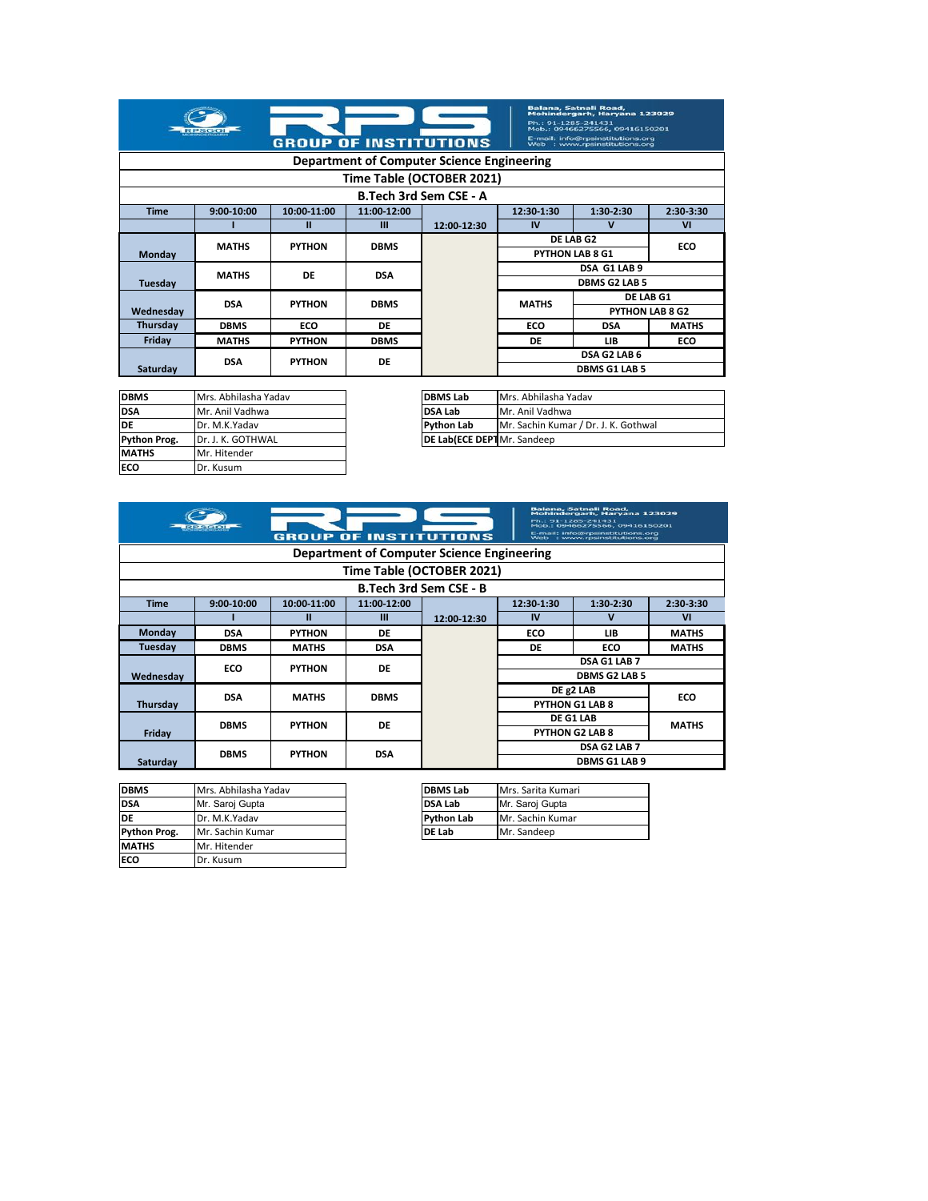Balana, Satnali Road, Mohindergarh, Haryana 123029
Ph.: 91-1285-241431
Mob.: 09466275566, 09416150201
E-mail: info@rpsinstitutions.org
Web : www.rpsinstitutions.org

RPS GROUP OF INSTITUTIONS

## Department of Computer Science Engineering

### Time Table (OCTOBER 2021)

### B.Tech 3rd Sem CSE - A

| Time | 9:00-10:00 | 10:00-11:00 | 11:00-12:00 | 12:00-12:30 | 12:30-1:30 | 1:30-2:30 | 2:30-3:30 |
|---|---|---|---|---|---|---|---|
| | I | II | III | | IV | V | VI |
| Monday | MATHS | PYTHON | DBMS | | DE LAB G2 / PYTHON LAB 8 G1 | | ECO |
| Tuesday | MATHS | DE | DSA | | DSA G1 LAB 9 / DBMS G2 LAB 5 | | |
| Wednesday | DSA | PYTHON | DBMS | | MATHS | DE LAB G1 / PYTHON LAB 8 G2 | |
| Thursday | DBMS | ECO | DE | | ECO | DSA | MATHS |
| Friday | MATHS | PYTHON | DBMS | | DE | LIB | ECO |
| Saturday | DSA | PYTHON | DE | | DSA G2 LAB 6 / DBMS G1 LAB 5 | | |

| | |
|---|---|
| DBMS | Mrs. Abhilasha Yadav |
| DSA | Mr. Anil Vadhwa |
| DE | Dr. M.K.Yadav |
| Python Prog. | Dr. J. K. GOTHWAL |
| MATHS | Mr. Hitender |
| ECO | Dr. Kusum |

| | |
|---|---|
| DBMS Lab | Mrs. Abhilasha Yadav |
| DSA Lab | Mr. Anil Vadhwa |
| Python Lab | Mr. Sachin Kumar / Dr. J. K. Gothwal |
| DE Lab(ECE DEPT | Mr. Sandeep |

Balana, Satnali Road, Mohindergarh, Haryana 123029
Ph.: 91-1285-241431
Mob.: 09466275566, 09416150201
E-mail: info@rpsinstitutions.org
Web : www.rpsinstitutions.org

RPS GROUP OF INSTITUTIONS

## Department of Computer Science Engineering

### Time Table (OCTOBER 2021)

### B.Tech 3rd Sem CSE - B

| Time | 9:00-10:00 | 10:00-11:00 | 11:00-12:00 | 12:00-12:30 | 12:30-1:30 | 1:30-2:30 | 2:30-3:30 |
|---|---|---|---|---|---|---|---|
| | I | II | III | | IV | V | VI |
| Monday | DSA | PYTHON | DE | | ECO | LIB | MATHS |
| Tuesday | DBMS | MATHS | DSA | | DE | ECO | MATHS |
| Wednesday | ECO | PYTHON | DE | | DSA G1 LAB 7 / DBMS G2 LAB 5 | | |
| Thursday | DSA | MATHS | DBMS | | DE g2 LAB / PYTHON G1 LAB 8 | | ECO |
| Friday | DBMS | PYTHON | DE | | DE G1 LAB / PYTHON G2 LAB 8 | | MATHS |
| Saturday | DBMS | PYTHON | DSA | | DSA G2 LAB 7 / DBMS G1 LAB 9 | | |

| | |
|---|---|
| DBMS | Mrs. Abhilasha Yadav |
| DSA | Mr. Saroj Gupta |
| DE | Dr. M.K.Yadav |
| Python Prog. | Mr. Sachin Kumar |
| MATHS | Mr. Hitender |
| ECO | Dr. Kusum |

| | |
|---|---|
| DBMS Lab | Mrs. Sarita Kumari |
| DSA Lab | Mr. Saroj Gupta |
| Python Lab | Mr. Sachin Kumar |
| DE Lab | Mr. Sandeep |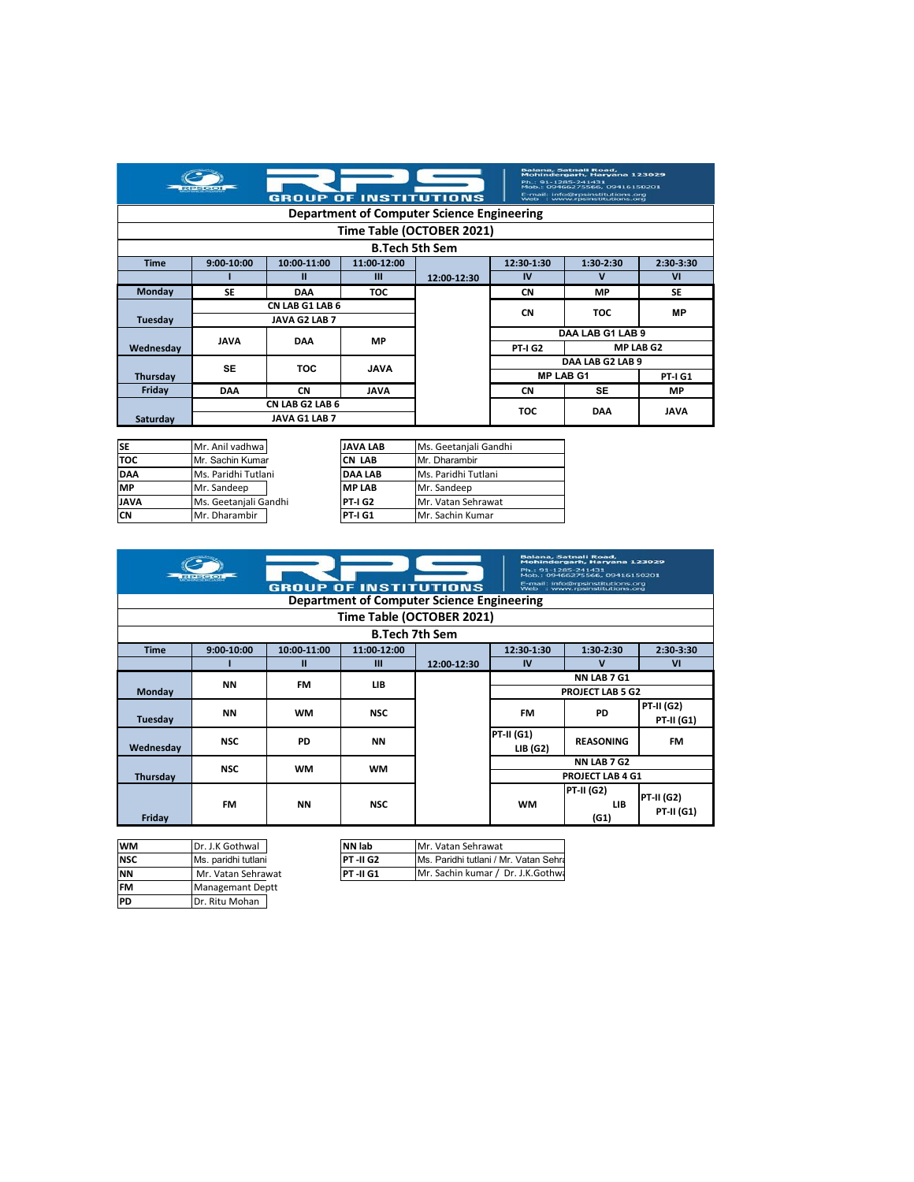RPS GROUP OF INSTITUTIONS

Balana, Satnali Road, Mohindergarh, Haryana 123029
Ph.: 91-1285-241431
Mob.: 09466275566, 09416150201
E-mail: info@rpsinstitutions.org
Web : www.rpsinstitutions.org

## Department of Computer Science Engineering

### Time Table (OCTOBER 2021)

### B.Tech 5th Sem

| Time | 9:00-10:00 | 10:00-11:00 | 11:00-12:00 | | 12:30-1:30 | 1:30-2:30 | 2:30-3:30 |
|---|---|---|---|---|---|---|---|
| | I | II | III | 12:00-12:30 | IV | V | VI |
| Monday | SE | DAA | TOC | | CN | MP | SE |
| Tuesday | CN LAB G1 LAB 6 / JAVA G2 LAB 7 | | | | CN | TOC | MP |
| Wednesday | JAVA | DAA | MP | | DAA LAB G1 LAB 9 / PT-I G2 | MP LAB G2 | |
| Thursday | SE | TOC | JAVA | | DAA LAB G2 LAB 9 / MP LAB G1 | | PT-I G1 |
| Friday | DAA | CN | JAVA | | CN | SE | MP |
| Saturday | CN LAB G2 LAB 6 / JAVA G1 LAB 7 | | | | TOC | DAA | JAVA |

| | | | |
|---|---|---|---|
| SE | Mr. Anil vadhwa | JAVA LAB | Ms. Geetanjali Gandhi |
| TOC | Mr. Sachin Kumar | CN LAB | Mr. Dharambir |
| DAA | Ms. Paridhi Tutlani | DAA LAB | Ms. Paridhi Tutlani |
| MP | Mr. Sandeep | MP LAB | Mr. Sandeep |
| JAVA | Ms. Geetanjali Gandhi | PT-I G2 | Mr. Vatan Sehrawat |
| CN | Mr. Dharambir | PT-I G1 | Mr. Sachin Kumar |

RPS GROUP OF INSTITUTIONS

Balana, Satnali Road, Mohindergarh, Haryana 123029
Ph.: 91-1285-241431
Mob.: 09466275566, 09416150201
E-mail: info@rpsinstitutions.org
Web : www.rpsinstitutions.org

## Department of Computer Science Engineering

### Time Table (OCTOBER 2021)

### B.Tech 7th Sem

| Time | 9:00-10:00 | 10:00-11:00 | 11:00-12:00 | | 12:30-1:30 | 1:30-2:30 | 2:30-3:30 |
|---|---|---|---|---|---|---|---|
| | I | II | III | 12:00-12:30 | IV | V | VI |
| Monday | NN | FM | LIB | | NN LAB 7 G1 / PROJECT LAB 5 G2 | | |
| Tuesday | NN | WM | NSC | | FM | PD | PT-II (G2) PT-II (G1) |
| Wednesday | NSC | PD | NN | | PT-II (G1) LIB (G2) | REASONING | FM |
| Thursday | NSC | WM | WM | | NN LAB 7 G2 / PROJECT LAB 4 G1 | | |
| Friday | FM | NN | NSC | | WM | PT-II (G2) LIB (G1) | PT-II (G2) PT-II (G1) |

| | | | |
|---|---|---|---|
| WM | Dr. J.K Gothwal | NN lab | Mr. Vatan Sehrawat |
| NSC | Ms. paridhi tutlani | PT -II G2 | Ms. Paridhi tutlani / Mr. Vatan Sehra |
| NN | Mr. Vatan Sehrawat | PT -II G1 | Mr. Sachin kumar / Dr. J.K.Gothwa |
| FM | Managemant Deptt | | |
| PD | Dr. Ritu Mohan | | |